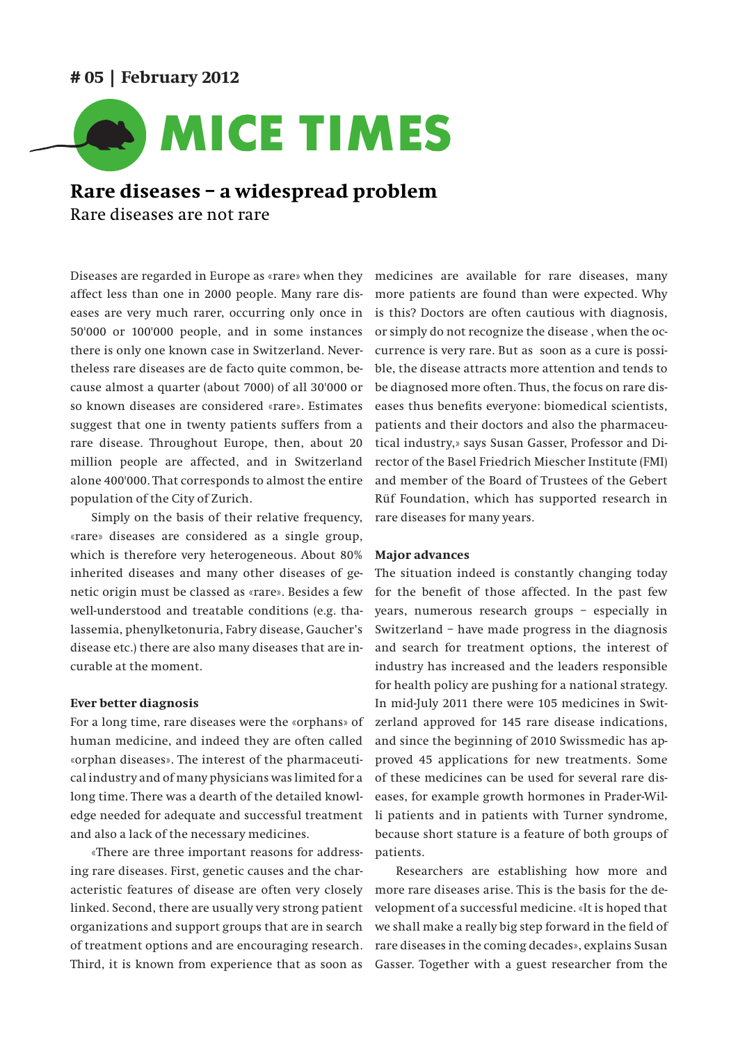**# 05 | February 2012**

# MICE TIMES

## Rare diseases – a widespread problem

Rare diseases are not rare

Diseases are regarded in Europe as «rare» when they affect less than one in 2000 people. Many rare diseases are very much rarer, occurring only once in 50'000 or 100'000 people, and in some instances there is only one known case in Switzerland. Nevertheless rare diseases are de facto quite common, because almost a quarter (about 7000) of all 30'000 or so known diseases are considered «rare». Estimates suggest that one in twenty patients suffers from a rare disease. Throughout Europe, then, about 20 million people are affected, and in Switzerland alone 400'000. That corresponds to almost the entire population of the City of Zurich.

Simply on the basis of their relative frequency, «rare» diseases are considered as a single group, which is therefore very heterogeneous. About 80% inherited diseases and many other diseases of genetic origin must be classed as «rare». Besides a few well-understood and treatable conditions (e.g. thalassemia, phenylketonuria, Fabry disease, Gaucher's disease etc.) there are also many diseases that are incurable at the moment.

**Ever better diagnosis**

For a long time, rare diseases were the «orphans» of human medicine, and indeed they are often called «orphan diseases». The interest of the pharmaceutical industry and of many physicians was limited for a long time. There was a dearth of the detailed knowledge needed for adequate and successful treatment and also a lack of the necessary medicines.

«There are three important reasons for addressing rare diseases. First, genetic causes and the characteristic features of disease are often very closely linked. Second, there are usually very strong patient organizations and support groups that are in search of treatment options and are encouraging research. Third, it is known from experience that as soon as medicines are available for rare diseases, many more patients are found than were expected. Why is this? Doctors are often cautious with diagnosis, or simply do not recognize the disease , when the occurrence is very rare. But as soon as a cure is possible, the disease attracts more attention and tends to be diagnosed more often. Thus, the focus on rare diseases thus benefits everyone: biomedical scientists, patients and their doctors and also the pharmaceutical industry,» says Susan Gasser, Professor and Director of the Basel Friedrich Miescher Institute (FMI) and member of the Board of Trustees of the Gebert Rüf Foundation, which has supported research in rare diseases for many years.

**Major advances**

The situation indeed is constantly changing today for the benefit of those affected. In the past few years, numerous research groups – especially in Switzerland – have made progress in the diagnosis and search for treatment options, the interest of industry has increased and the leaders responsible for health policy are pushing for a national strategy. In mid-July 2011 there were 105 medicines in Switzerland approved for 145 rare disease indications, and since the beginning of 2010 Swissmedic has approved 45 applications for new treatments. Some of these medicines can be used for several rare diseases, for example growth hormones in Prader-Willi patients and in patients with Turner syndrome, because short stature is a feature of both groups of patients.

Researchers are establishing how more and more rare diseases arise. This is the basis for the development of a successful medicine. «It is hoped that we shall make a really big step forward in the field of rare diseases in the coming decades», explains Susan Gasser. Together with a guest researcher from the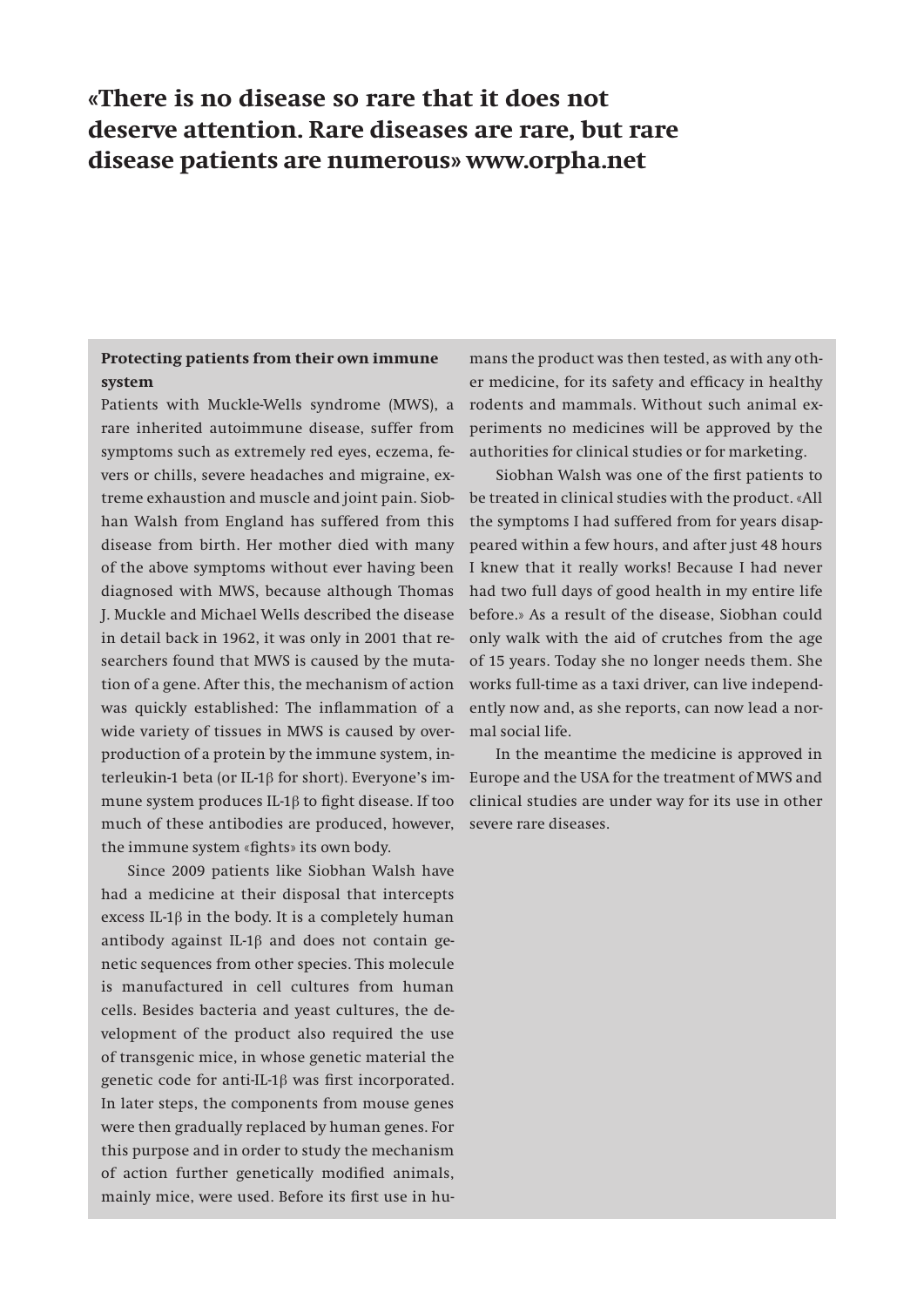**«There is no disease so rare that it does not deserve attention. Rare diseases are rare, but rare disease patients are numerous» www.orpha.net**

### Protecting patients from their own immune system

Patients with Muckle-Wells syndrome (MWS), a rare inherited autoimmune disease, suffer from symptoms such as extremely red eyes, eczema, fevers or chills, severe headaches and migraine, extreme exhaustion and muscle and joint pain. Siobhan Walsh from England has suffered from this disease from birth. Her mother died with many of the above symptoms without ever having been diagnosed with MWS, because although Thomas J. Muckle and Michael Wells described the disease in detail back in 1962, it was only in 2001 that researchers found that MWS is caused by the mutation of a gene. After this, the mechanism of action was quickly established: The inflammation of a wide variety of tissues in MWS is caused by overproduction of a protein by the immune system, interleukin-1 beta (or IL-1β for short). Everyone's immune system produces IL-1β to fight disease. If too much of these antibodies are produced, however, the immune system «fights» its own body.

Since 2009 patients like Siobhan Walsh have had a medicine at their disposal that intercepts excess IL-1β in the body. It is a completely human antibody against IL-1β and does not contain genetic sequences from other species. This molecule is manufactured in cell cultures from human cells. Besides bacteria and yeast cultures, the development of the product also required the use of transgenic mice, in whose genetic material the genetic code for anti-IL-1β was first incorporated. In later steps, the components from mouse genes were then gradually replaced by human genes. For this purpose and in order to study the mechanism of action further genetically modified animals, mainly mice, were used. Before its first use in humans the product was then tested, as with any other medicine, for its safety and efficacy in healthy rodents and mammals. Without such animal experiments no medicines will be approved by the authorities for clinical studies or for marketing.

Siobhan Walsh was one of the first patients to be treated in clinical studies with the product. «All the symptoms I had suffered from for years disappeared within a few hours, and after just 48 hours I knew that it really works! Because I had never had two full days of good health in my entire life before.» As a result of the disease, Siobhan could only walk with the aid of crutches from the age of 15 years. Today she no longer needs them. She works full-time as a taxi driver, can live independently now and, as she reports, can now lead a normal social life.

In the meantime the medicine is approved in Europe and the USA for the treatment of MWS and clinical studies are under way for its use in other severe rare diseases.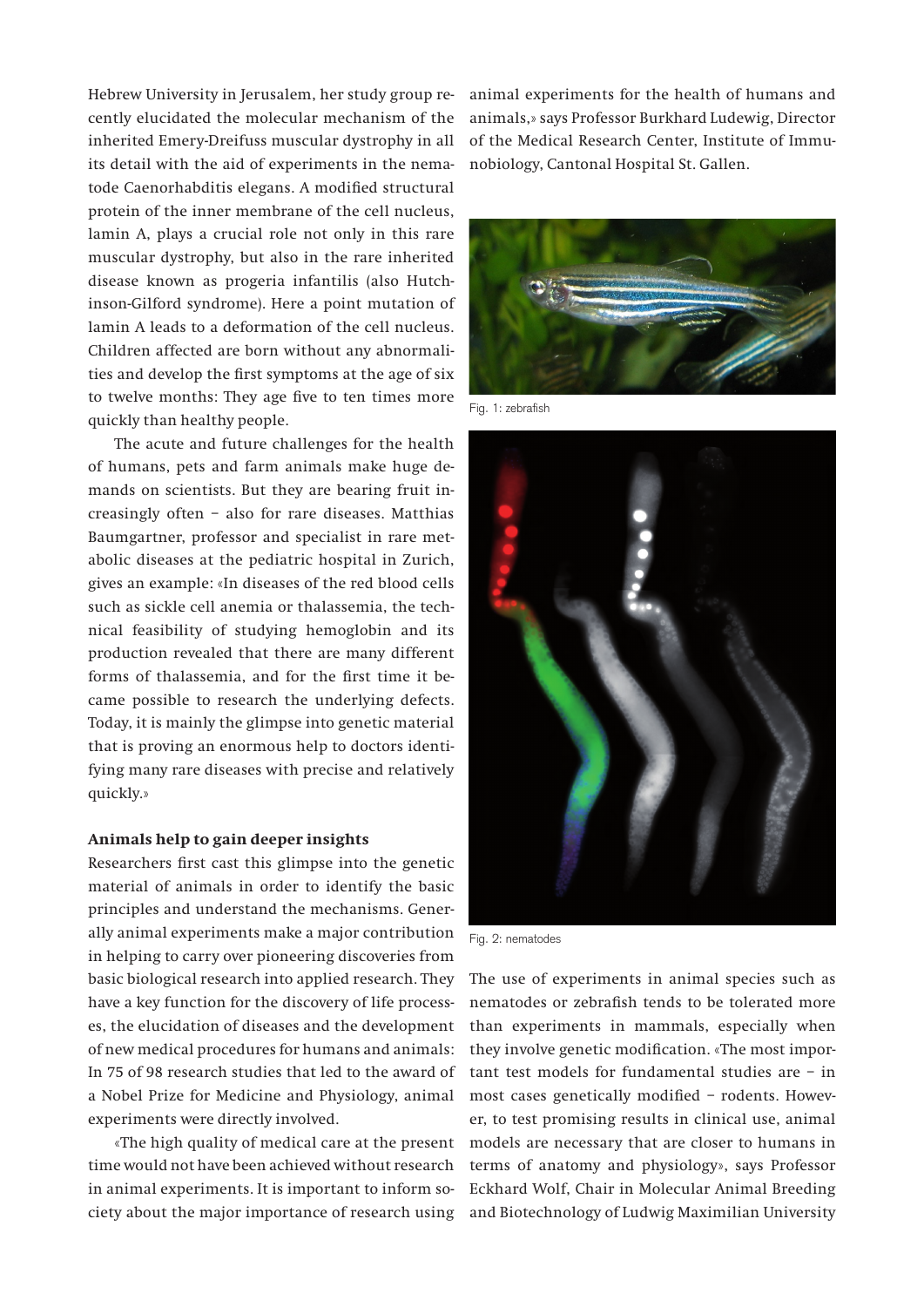Hebrew University in Jerusalem, her study group recently elucidated the molecular mechanism of the inherited Emery-Dreifuss muscular dystrophy in all its detail with the aid of experiments in the nematode Caenorhabditis elegans. A modified structural protein of the inner membrane of the cell nucleus, lamin A, plays a crucial role not only in this rare muscular dystrophy, but also in the rare inherited disease known as progeria infantilis (also Hutchinson-Gilford syndrome). Here a point mutation of lamin A leads to a deformation of the cell nucleus. Children affected are born without any abnormalities and develop the first symptoms at the age of six to twelve months: They age five to ten times more quickly than healthy people.

The acute and future challenges for the health of humans, pets and farm animals make huge demands on scientists. But they are bearing fruit increasingly often – also for rare diseases. Matthias Baumgartner, professor and specialist in rare metabolic diseases at the pediatric hospital in Zurich, gives an example: «In diseases of the red blood cells such as sickle cell anemia or thalassemia, the technical feasibility of studying hemoglobin and its production revealed that there are many different forms of thalassemia, and for the first time it became possible to research the underlying defects. Today, it is mainly the glimpse into genetic material that is proving an enormous help to doctors identifying many rare diseases with precise and relatively quickly.»

**Animals help to gain deeper insights**

Researchers first cast this glimpse into the genetic material of animals in order to identify the basic principles and understand the mechanisms. Generally animal experiments make a major contribution in helping to carry over pioneering discoveries from basic biological research into applied research. They have a key function for the discovery of life processes, the elucidation of diseases and the development of new medical procedures for humans and animals: In 75 of 98 research studies that led to the award of a Nobel Prize for Medicine and Physiology, animal experiments were directly involved.

«The high quality of medical care at the present time would not have been achieved without research in animal experiments. It is important to inform society about the major importance of research using animal experiments for the health of humans and animals,» says Professor Burkhard Ludewig, Director of the Medical Research Center, Institute of Immunobiology, Cantonal Hospital St. Gallen.

Fig. 1: zebrafish

Fig. 2: nematodes

The use of experiments in animal species such as nematodes or zebrafish tends to be tolerated more than experiments in mammals, especially when they involve genetic modification. «The most important test models for fundamental studies are – in most cases genetically modified – rodents. However, to test promising results in clinical use, animal models are necessary that are closer to humans in terms of anatomy and physiology», says Professor Eckhard Wolf, Chair in Molecular Animal Breeding and Biotechnology of Ludwig Maximilian University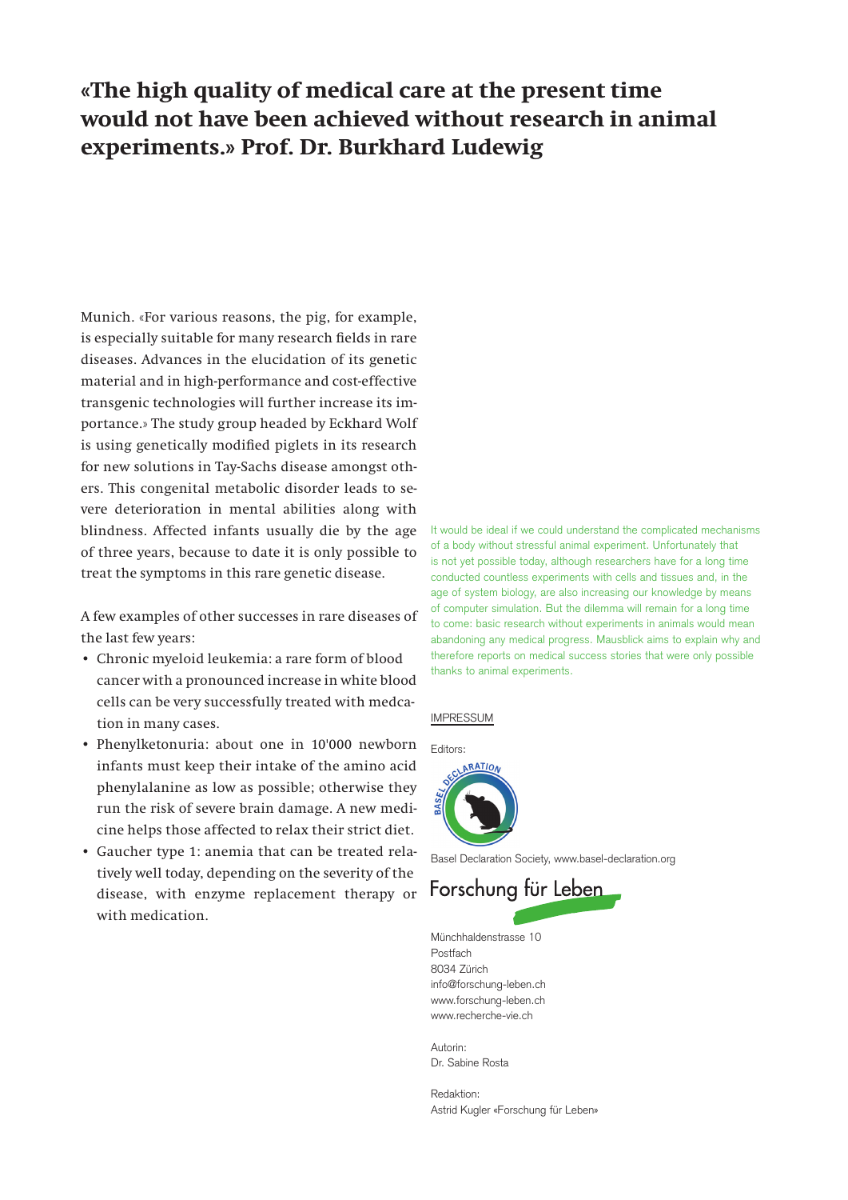# «The high quality of medical care at the present time would not have been achieved without research in animal experiments.» Prof. Dr. Burkhard Ludewig

Munich. «For various reasons, the pig, for example, is especially suitable for many research fields in rare diseases. Advances in the elucidation of its genetic material and in high-performance and cost-effective transgenic technologies will further increase its importance.» The study group headed by Eckhard Wolf is using genetically modified piglets in its research for new solutions in Tay-Sachs disease amongst others. This congenital metabolic disorder leads to severe deterioration in mental abilities along with blindness. Affected infants usually die by the age of three years, because to date it is only possible to treat the symptoms in this rare genetic disease.

A few examples of other successes in rare diseases of the last few years:

- Chronic myeloid leukemia: a rare form of blood cancer with a pronounced increase in white blood cells can be very successfully treated with medcation in many cases.
- Phenylketonuria: about one in 10'000 newborn infants must keep their intake of the amino acid phenylalanine as low as possible; otherwise they run the risk of severe brain damage. A new medicine helps those affected to relax their strict diet.
- Gaucher type 1: anemia that can be treated relatively well today, depending on the severity of the disease, with enzyme replacement therapy or with medication.

It would be ideal if we could understand the complicated mechanisms of a body without stressful animal experiment. Unfortunately that is not yet possible today, although researchers have for a long time conducted countless experiments with cells and tissues and, in the age of system biology, are also increasing our knowledge by means of computer simulation. But the dilemma will remain for a long time to come: basic research without experiments in animals would mean abandoning any medical progress. Mausblick aims to explain why and therefore reports on medical success stories that were only possible thanks to animal experiments.

IMPRESSUM

Editors:

BASEL DECLARATION

Basel Declaration Society, www.basel-declaration.org

Forschung für Leben

Münchhaldenstrasse 10
Postfach
8034 Zürich
info@forschung-leben.ch
www.forschung-leben.ch
www.recherche-vie.ch

Autorin:
Dr. Sabine Rosta

Redaktion:
Astrid Kugler «Forschung für Leben»